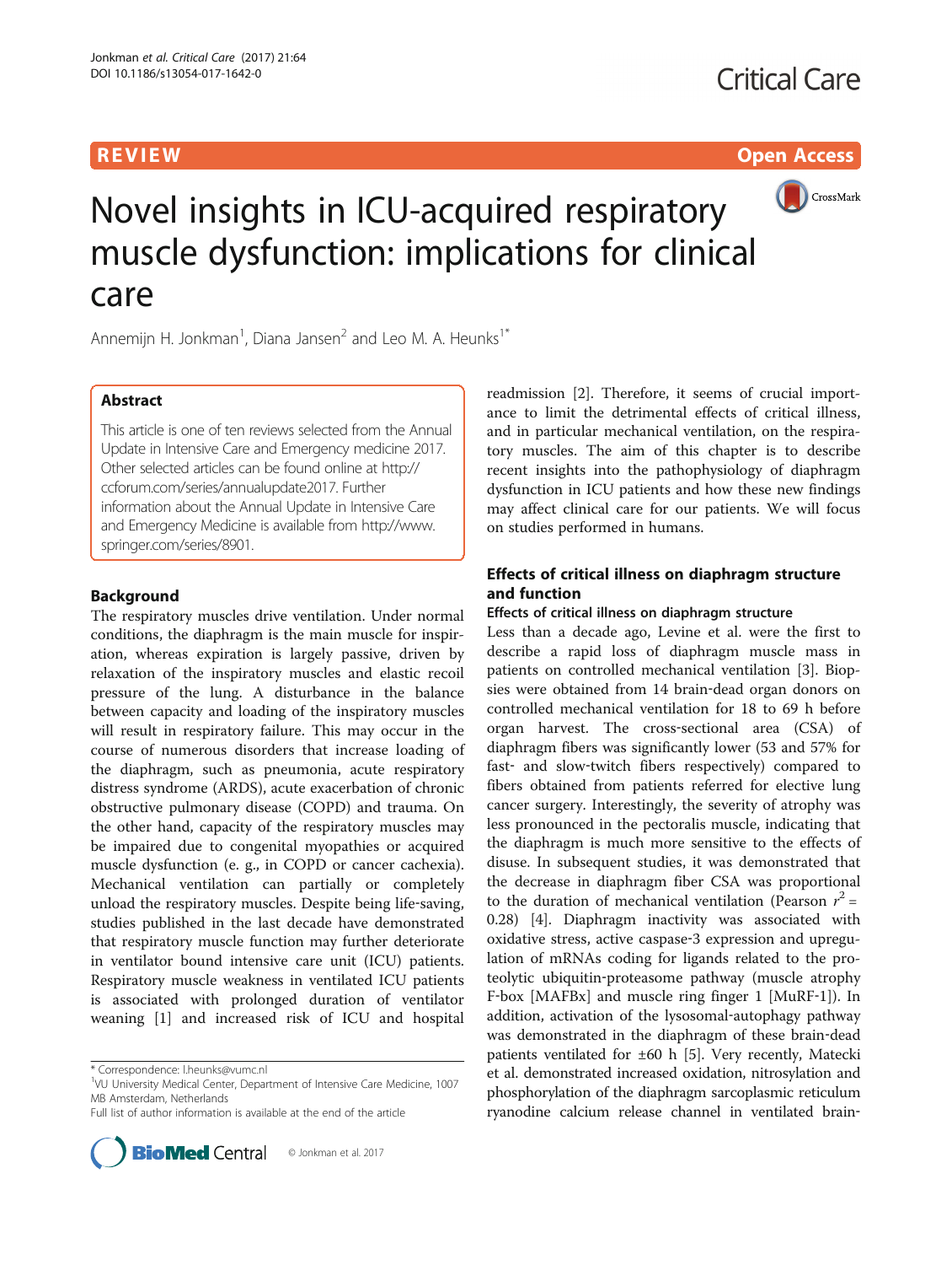REVIEW Open Access

# Novel insights in ICU-acquired respiratory muscle dysfunction: implications for clinical care

Annemijn H. Jonkman[1], Diana Jansen[2] and Leo M. A. Heunks[1*]

## Abstract

This article is one of ten reviews selected from the Annual Update in Intensive Care and Emergency medicine 2017. Other selected articles can be found online at http://ccforum.com/series/annualupdate2017. Further information about the Annual Update in Intensive Care and Emergency Medicine is available from http://www.springer.com/series/8901.

## Background

The respiratory muscles drive ventilation. Under normal conditions, the diaphragm is the main muscle for inspiration, whereas expiration is largely passive, driven by relaxation of the inspiratory muscles and elastic recoil pressure of the lung. A disturbance in the balance between capacity and loading of the inspiratory muscles will result in respiratory failure. This may occur in the course of numerous disorders that increase loading of the diaphragm, such as pneumonia, acute respiratory distress syndrome (ARDS), acute exacerbation of chronic obstructive pulmonary disease (COPD) and trauma. On the other hand, capacity of the respiratory muscles may be impaired due to congenital myopathies or acquired muscle dysfunction (e. g., in COPD or cancer cachexia). Mechanical ventilation can partially or completely unload the respiratory muscles. Despite being life-saving, studies published in the last decade have demonstrated that respiratory muscle function may further deteriorate in ventilator bound intensive care unit (ICU) patients. Respiratory muscle weakness in ventilated ICU patients is associated with prolonged duration of ventilator weaning [1] and increased risk of ICU and hospital readmission [2]. Therefore, it seems of crucial importance to limit the detrimental effects of critical illness, and in particular mechanical ventilation, on the respiratory muscles. The aim of this chapter is to describe recent insights into the pathophysiology of diaphragm dysfunction in ICU patients and how these new findings may affect clinical care for our patients. We will focus on studies performed in humans.

## Effects of critical illness on diaphragm structure and function

### Effects of critical illness on diaphragm structure

Less than a decade ago, Levine et al. were the first to describe a rapid loss of diaphragm muscle mass in patients on controlled mechanical ventilation [3]. Biopsies were obtained from 14 brain-dead organ donors on controlled mechanical ventilation for 18 to 69 h before organ harvest. The cross-sectional area (CSA) of diaphragm fibers was significantly lower (53 and 57% for fast- and slow-twitch fibers respectively) compared to fibers obtained from patients referred for elective lung cancer surgery. Interestingly, the severity of atrophy was less pronounced in the pectoralis muscle, indicating that the diaphragm is much more sensitive to the effects of disuse. In subsequent studies, it was demonstrated that the decrease in diaphragm fiber CSA was proportional to the duration of mechanical ventilation (Pearson $r^2 = 0.28$) [4]. Diaphragm inactivity was associated with oxidative stress, active caspase-3 expression and upregulation of mRNAs coding for ligands related to the proteolytic ubiquitin-proteasome pathway (muscle atrophy F-box [MAFBx] and muscle ring finger 1 [MuRF-1]). In addition, activation of the lysosomal-autophagy pathway was demonstrated in the diaphragm of these brain-dead patients ventilated for ±60 h [5]. Very recently, Matecki et al. demonstrated increased oxidation, nitrosylation and phosphorylation of the diaphragm sarcoplasmic reticulum ryanodine calcium release channel in ventilated brain-

\* Correspondence: l.heunks@vumc.nl
[1]VU University Medical Center, Department of Intensive Care Medicine, 1007 MB Amsterdam, Netherlands
Full list of author information is available at the end of the article

© Jonkman et al. 2017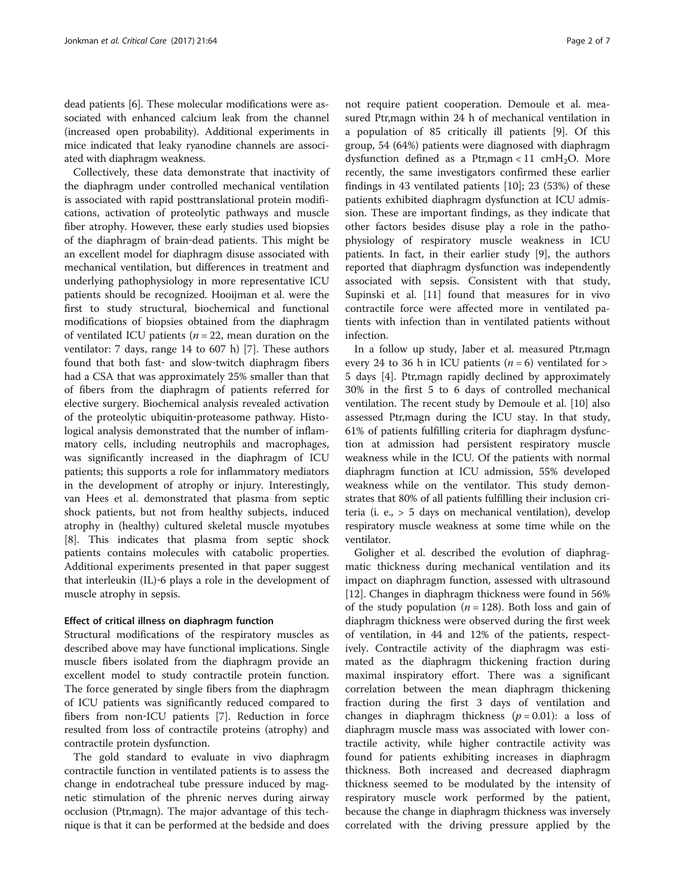dead patients [6]. These molecular modifications were associated with enhanced calcium leak from the channel (increased open probability). Additional experiments in mice indicated that leaky ryanodine channels are associated with diaphragm weakness.

Collectively, these data demonstrate that inactivity of the diaphragm under controlled mechanical ventilation is associated with rapid posttranslational protein modifications, activation of proteolytic pathways and muscle fiber atrophy. However, these early studies used biopsies of the diaphragm of brain-dead patients. This might be an excellent model for diaphragm disuse associated with mechanical ventilation, but differences in treatment and underlying pathophysiology in more representative ICU patients should be recognized. Hooijman et al. were the first to study structural, biochemical and functional modifications of biopsies obtained from the diaphragm of ventilated ICU patients ($n = 22$, mean duration on the ventilator: 7 days, range 14 to 607 h) [7]. These authors found that both fast- and slow-twitch diaphragm fibers had a CSA that was approximately 25% smaller than that of fibers from the diaphragm of patients referred for elective surgery. Biochemical analysis revealed activation of the proteolytic ubiquitin-proteasome pathway. Histological analysis demonstrated that the number of inflammatory cells, including neutrophils and macrophages, was significantly increased in the diaphragm of ICU patients; this supports a role for inflammatory mediators in the development of atrophy or injury. Interestingly, van Hees et al. demonstrated that plasma from septic shock patients, but not from healthy subjects, induced atrophy in (healthy) cultured skeletal muscle myotubes [8]. This indicates that plasma from septic shock patients contains molecules with catabolic properties. Additional experiments presented in that paper suggest that interleukin (IL)-6 plays a role in the development of muscle atrophy in sepsis.

## Effect of critical illness on diaphragm function

Structural modifications of the respiratory muscles as described above may have functional implications. Single muscle fibers isolated from the diaphragm provide an excellent model to study contractile protein function. The force generated by single fibers from the diaphragm of ICU patients was significantly reduced compared to fibers from non-ICU patients [7]. Reduction in force resulted from loss of contractile proteins (atrophy) and contractile protein dysfunction.

The gold standard to evaluate in vivo diaphragm contractile function in ventilated patients is to assess the change in endotracheal tube pressure induced by magnetic stimulation of the phrenic nerves during airway occlusion (Ptr,magn). The major advantage of this technique is that it can be performed at the bedside and does not require patient cooperation. Demoule et al. measured Ptr,magn within 24 h of mechanical ventilation in a population of 85 critically ill patients [9]. Of this group, 54 (64%) patients were diagnosed with diaphragm dysfunction defined as a Ptr,magn < 11 cm$H_2O$. More recently, the same investigators confirmed these earlier findings in 43 ventilated patients [10]; 23 (53%) of these patients exhibited diaphragm dysfunction at ICU admission. These are important findings, as they indicate that other factors besides disuse play a role in the pathophysiology of respiratory muscle weakness in ICU patients. In fact, in their earlier study [9], the authors reported that diaphragm dysfunction was independently associated with sepsis. Consistent with that study, Supinski et al. [11] found that measures for in vivo contractile force were affected more in ventilated patients with infection than in ventilated patients without infection.

In a follow up study, Jaber et al. measured Ptr,magn every 24 to 36 h in ICU patients ($n = 6$) ventilated for > 5 days [4]. Ptr,magn rapidly declined by approximately 30% in the first 5 to 6 days of controlled mechanical ventilation. The recent study by Demoule et al. [10] also assessed Ptr,magn during the ICU stay. In that study, 61% of patients fulfilling criteria for diaphragm dysfunction at admission had persistent respiratory muscle weakness while in the ICU. Of the patients with normal diaphragm function at ICU admission, 55% developed weakness while on the ventilator. This study demonstrates that 80% of all patients fulfilling their inclusion criteria (i. e., > 5 days on mechanical ventilation), develop respiratory muscle weakness at some time while on the ventilator.

Goligher et al. described the evolution of diaphragmatic thickness during mechanical ventilation and its impact on diaphragm function, assessed with ultrasound [12]. Changes in diaphragm thickness were found in 56% of the study population ($n = 128$). Both loss and gain of diaphragm thickness were observed during the first week of ventilation, in 44 and 12% of the patients, respectively. Contractile activity of the diaphragm was estimated as the diaphragm thickening fraction during maximal inspiratory effort. There was a significant correlation between the mean diaphragm thickening fraction during the first 3 days of ventilation and changes in diaphragm thickness ($p = 0.01$): a loss of diaphragm muscle mass was associated with lower contractile activity, while higher contractile activity was found for patients exhibiting increases in diaphragm thickness. Both increased and decreased diaphragm thickness seemed to be modulated by the intensity of respiratory muscle work performed by the patient, because the change in diaphragm thickness was inversely correlated with the driving pressure applied by the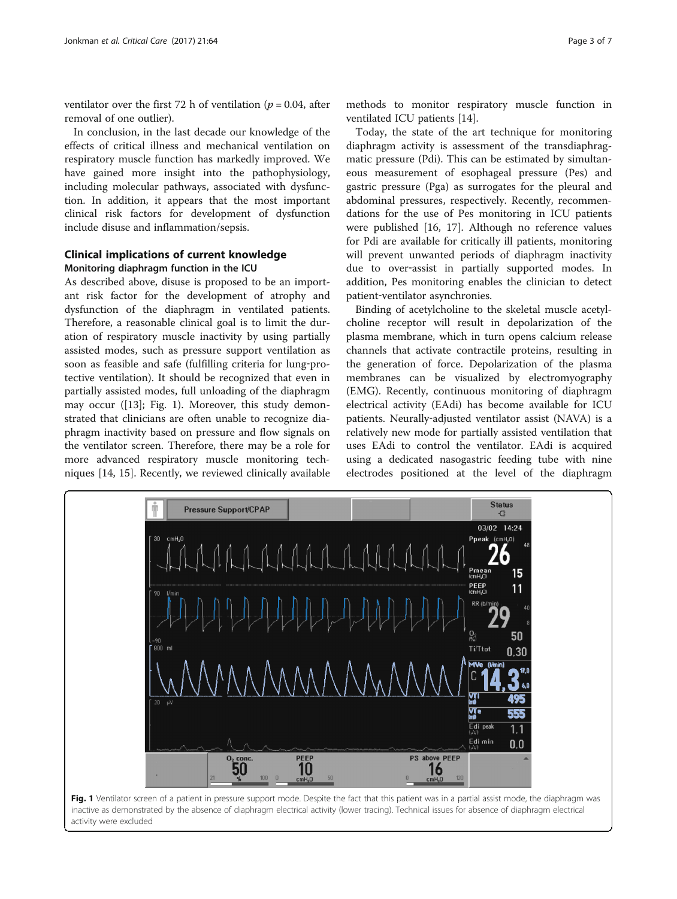ventilator over the first 72 h of ventilation ($p = 0.04$, after removal of one outlier).

In conclusion, in the last decade our knowledge of the effects of critical illness and mechanical ventilation on respiratory muscle function has markedly improved. We have gained more insight into the pathophysiology, including molecular pathways, associated with dysfunction. In addition, it appears that the most important clinical risk factors for development of dysfunction include disuse and inflammation/sepsis.

## Clinical implications of current knowledge

### Monitoring diaphragm function in the ICU

As described above, disuse is proposed to be an important risk factor for the development of atrophy and dysfunction of the diaphragm in ventilated patients. Therefore, a reasonable clinical goal is to limit the duration of respiratory muscle inactivity by using partially assisted modes, such as pressure support ventilation as soon as feasible and safe (fulfilling criteria for lung-protective ventilation). It should be recognized that even in partially assisted modes, full unloading of the diaphragm may occur ([13]; Fig. 1). Moreover, this study demonstrated that clinicians are often unable to recognize diaphragm inactivity based on pressure and flow signals on the ventilator screen. Therefore, there may be a role for more advanced respiratory muscle monitoring techniques [14, 15]. Recently, we reviewed clinically available methods to monitor respiratory muscle function in ventilated ICU patients [14].

Today, the state of the art technique for monitoring diaphragm activity is assessment of the transdiaphragmatic pressure (Pdi). This can be estimated by simultaneous measurement of esophageal pressure (Pes) and gastric pressure (Pga) as surrogates for the pleural and abdominal pressures, respectively. Recently, recommendations for the use of Pes monitoring in ICU patients were published [16, 17]. Although no reference values for Pdi are available for critically ill patients, monitoring will prevent unwanted periods of diaphragm inactivity due to over-assist in partially supported modes. In addition, Pes monitoring enables the clinician to detect patient-ventilator asynchronies.

Binding of acetylcholine to the skeletal muscle acetylcholine receptor will result in depolarization of the plasma membrane, which in turn opens calcium release channels that activate contractile proteins, resulting in the generation of force. Depolarization of the plasma membranes can be visualized by electromyography (EMG). Recently, continuous monitoring of diaphragm electrical activity (EAdi) has become available for ICU patients. Neurally-adjusted ventilator assist (NAVA) is a relatively new mode for partially assisted ventilation that uses EAdi to control the ventilator. EAdi is acquired using a dedicated nasogastric feeding tube with nine electrodes positioned at the level of the diaphragm

**Fig. 1** Ventilator screen of a patient in pressure support mode. Despite the fact that this patient was in a partial assist mode, the diaphragm was inactive as demonstrated by the absence of diaphragm electrical activity (lower tracing). Technical issues for absence of diaphragm electrical activity were excluded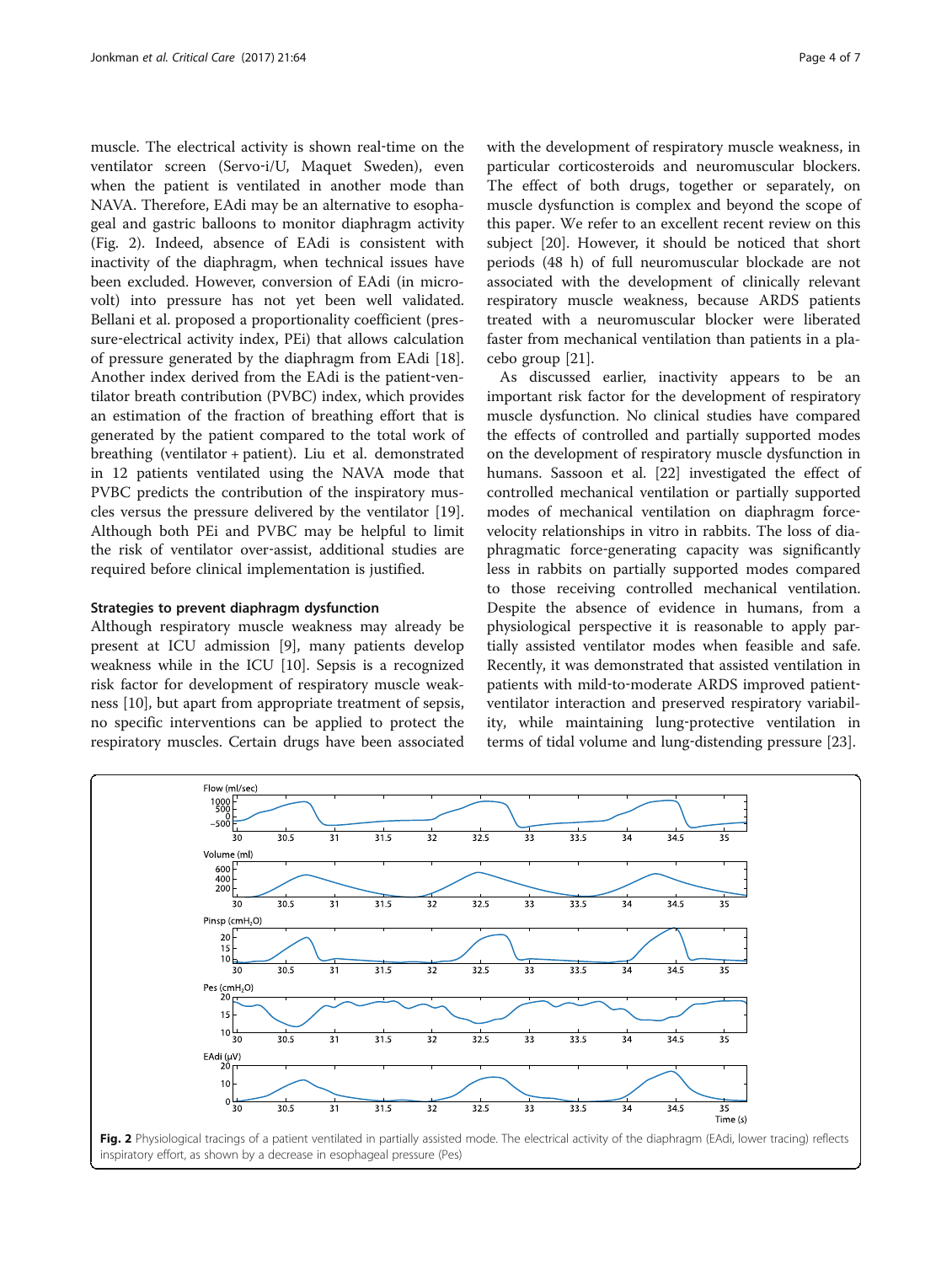muscle. The electrical activity is shown real-time on the ventilator screen (Servo-i/U, Maquet Sweden), even when the patient is ventilated in another mode than NAVA. Therefore, EAdi may be an alternative to esophageal and gastric balloons to monitor diaphragm activity (Fig. 2). Indeed, absence of EAdi is consistent with inactivity of the diaphragm, when technical issues have been excluded. However, conversion of EAdi (in microvolt) into pressure has not yet been well validated. Bellani et al. proposed a proportionality coefficient (pressure-electrical activity index, PEi) that allows calculation of pressure generated by the diaphragm from EAdi [18]. Another index derived from the EAdi is the patient-ventilator breath contribution (PVBC) index, which provides an estimation of the fraction of breathing effort that is generated by the patient compared to the total work of breathing (ventilator + patient). Liu et al. demonstrated in 12 patients ventilated using the NAVA mode that PVBC predicts the contribution of the inspiratory muscles versus the pressure delivered by the ventilator [19]. Although both PEi and PVBC may be helpful to limit the risk of ventilator over-assist, additional studies are required before clinical implementation is justified.

### Strategies to prevent diaphragm dysfunction

Although respiratory muscle weakness may already be present at ICU admission [9], many patients develop weakness while in the ICU [10]. Sepsis is a recognized risk factor for development of respiratory muscle weakness [10], but apart from appropriate treatment of sepsis, no specific interventions can be applied to protect the respiratory muscles. Certain drugs have been associated with the development of respiratory muscle weakness, in particular corticosteroids and neuromuscular blockers. The effect of both drugs, together or separately, on muscle dysfunction is complex and beyond the scope of this paper. We refer to an excellent recent review on this subject [20]. However, it should be noticed that short periods (48 h) of full neuromuscular blockade are not associated with the development of clinically relevant respiratory muscle weakness, because ARDS patients treated with a neuromuscular blocker were liberated faster from mechanical ventilation than patients in a placebo group [21].

As discussed earlier, inactivity appears to be an important risk factor for the development of respiratory muscle dysfunction. No clinical studies have compared the effects of controlled and partially supported modes on the development of respiratory muscle dysfunction in humans. Sassoon et al. [22] investigated the effect of controlled mechanical ventilation or partially supported modes of mechanical ventilation on diaphragm force-velocity relationships in vitro in rabbits. The loss of diaphragmatic force-generating capacity was significantly less in rabbits on partially supported modes compared to those receiving controlled mechanical ventilation. Despite the absence of evidence in humans, from a physiological perspective it is reasonable to apply partially assisted ventilator modes when feasible and safe. Recently, it was demonstrated that assisted ventilation in patients with mild-to-moderate ARDS improved patient-ventilator interaction and preserved respiratory variability, while maintaining lung-protective ventilation in terms of tidal volume and lung-distending pressure [23].

**Fig. 2** Physiological tracings of a patient ventilated in partially assisted mode. The electrical activity of the diaphragm (EAdi, lower tracing) reflects inspiratory effort, as shown by a decrease in esophageal pressure (Pes)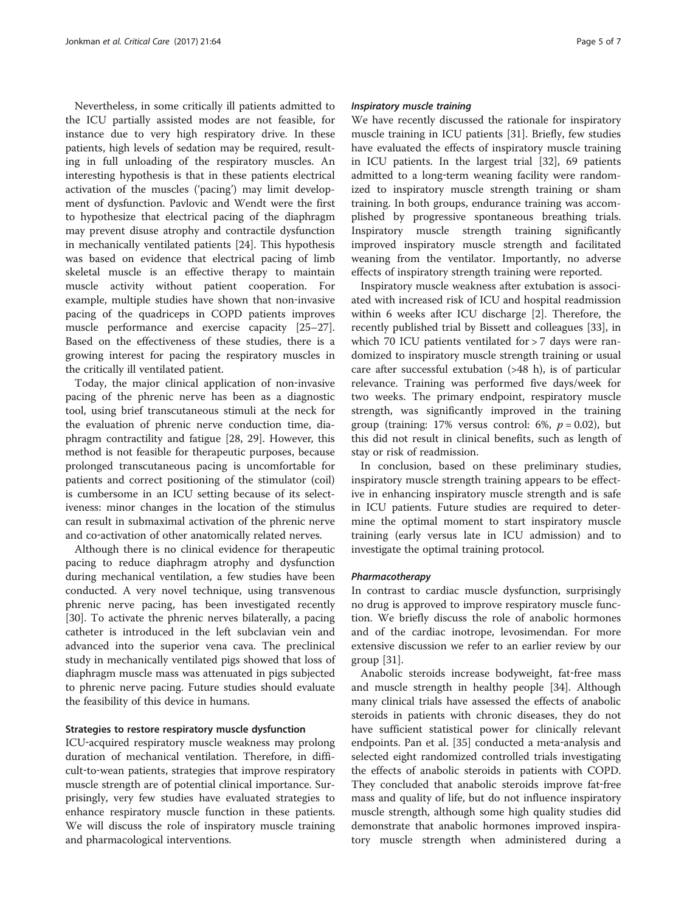Nevertheless, in some critically ill patients admitted to the ICU partially assisted modes are not feasible, for instance due to very high respiratory drive. In these patients, high levels of sedation may be required, resulting in full unloading of the respiratory muscles. An interesting hypothesis is that in these patients electrical activation of the muscles ('pacing') may limit development of dysfunction. Pavlovic and Wendt were the first to hypothesize that electrical pacing of the diaphragm may prevent disuse atrophy and contractile dysfunction in mechanically ventilated patients [24]. This hypothesis was based on evidence that electrical pacing of limb skeletal muscle is an effective therapy to maintain muscle activity without patient cooperation. For example, multiple studies have shown that non-invasive pacing of the quadriceps in COPD patients improves muscle performance and exercise capacity [25–27]. Based on the effectiveness of these studies, there is a growing interest for pacing the respiratory muscles in the critically ill ventilated patient.

Today, the major clinical application of non-invasive pacing of the phrenic nerve has been as a diagnostic tool, using brief transcutaneous stimuli at the neck for the evaluation of phrenic nerve conduction time, diaphragm contractility and fatigue [28, 29]. However, this method is not feasible for therapeutic purposes, because prolonged transcutaneous pacing is uncomfortable for patients and correct positioning of the stimulator (coil) is cumbersome in an ICU setting because of its selectiveness: minor changes in the location of the stimulus can result in submaximal activation of the phrenic nerve and co-activation of other anatomically related nerves.

Although there is no clinical evidence for therapeutic pacing to reduce diaphragm atrophy and dysfunction during mechanical ventilation, a few studies have been conducted. A very novel technique, using transvenous phrenic nerve pacing, has been investigated recently [30]. To activate the phrenic nerves bilaterally, a pacing catheter is introduced in the left subclavian vein and advanced into the superior vena cava. The preclinical study in mechanically ventilated pigs showed that loss of diaphragm muscle mass was attenuated in pigs subjected to phrenic nerve pacing. Future studies should evaluate the feasibility of this device in humans.

### Strategies to restore respiratory muscle dysfunction

ICU-acquired respiratory muscle weakness may prolong duration of mechanical ventilation. Therefore, in difficult-to-wean patients, strategies that improve respiratory muscle strength are of potential clinical importance. Surprisingly, very few studies have evaluated strategies to enhance respiratory muscle function in these patients. We will discuss the role of inspiratory muscle training and pharmacological interventions.

#### *Inspiratory muscle training*

We have recently discussed the rationale for inspiratory muscle training in ICU patients [31]. Briefly, few studies have evaluated the effects of inspiratory muscle training in ICU patients. In the largest trial [32], 69 patients admitted to a long-term weaning facility were randomized to inspiratory muscle strength training or sham training. In both groups, endurance training was accomplished by progressive spontaneous breathing trials. Inspiratory muscle strength training significantly improved inspiratory muscle strength and facilitated weaning from the ventilator. Importantly, no adverse effects of inspiratory strength training were reported.

Inspiratory muscle weakness after extubation is associated with increased risk of ICU and hospital readmission within 6 weeks after ICU discharge [2]. Therefore, the recently published trial by Bissett and colleagues [33], in which 70 ICU patients ventilated for > 7 days were randomized to inspiratory muscle strength training or usual care after successful extubation (>48 h), is of particular relevance. Training was performed five days/week for two weeks. The primary endpoint, respiratory muscle strength, was significantly improved in the training group (training: 17% versus control: 6%, $p = 0.02$), but this did not result in clinical benefits, such as length of stay or risk of readmission.

In conclusion, based on these preliminary studies, inspiratory muscle strength training appears to be effective in enhancing inspiratory muscle strength and is safe in ICU patients. Future studies are required to determine the optimal moment to start inspiratory muscle training (early versus late in ICU admission) and to investigate the optimal training protocol.

#### *Pharmacotherapy*

In contrast to cardiac muscle dysfunction, surprisingly no drug is approved to improve respiratory muscle function. We briefly discuss the role of anabolic hormones and of the cardiac inotrope, levosimendan. For more extensive discussion we refer to an earlier review by our group [31].

Anabolic steroids increase bodyweight, fat-free mass and muscle strength in healthy people [34]. Although many clinical trials have assessed the effects of anabolic steroids in patients with chronic diseases, they do not have sufficient statistical power for clinically relevant endpoints. Pan et al. [35] conducted a meta-analysis and selected eight randomized controlled trials investigating the effects of anabolic steroids in patients with COPD. They concluded that anabolic steroids improve fat-free mass and quality of life, but do not influence inspiratory muscle strength, although some high quality studies did demonstrate that anabolic hormones improved inspiratory muscle strength when administered during a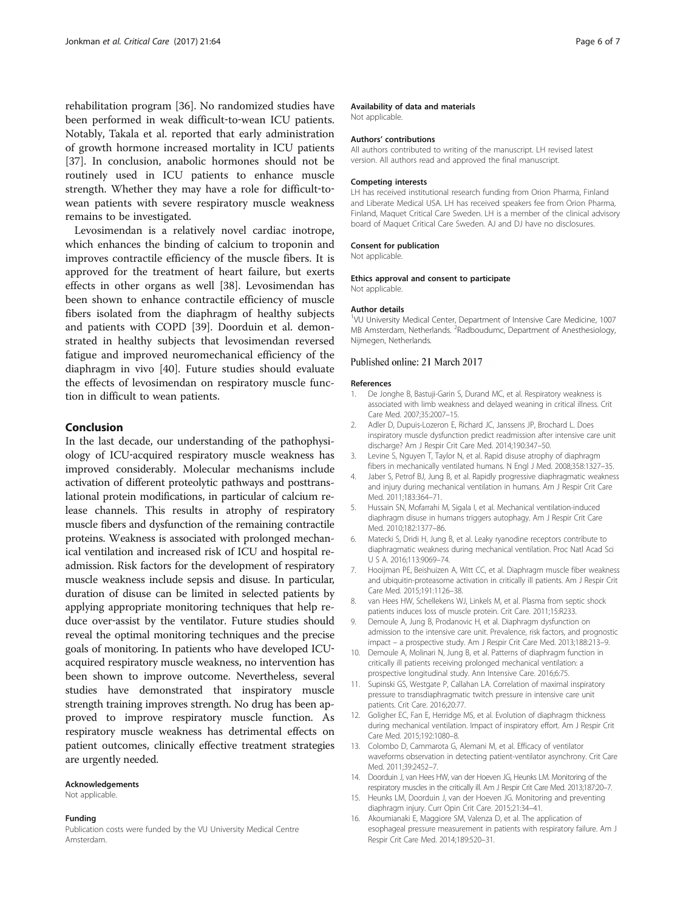rehabilitation program [36]. No randomized studies have been performed in weak difficult-to-wean ICU patients. Notably, Takala et al. reported that early administration of growth hormone increased mortality in ICU patients [37]. In conclusion, anabolic hormones should not be routinely used in ICU patients to enhance muscle strength. Whether they may have a role for difficult-to-wean patients with severe respiratory muscle weakness remains to be investigated.

Levosimendan is a relatively novel cardiac inotrope, which enhances the binding of calcium to troponin and improves contractile efficiency of the muscle fibers. It is approved for the treatment of heart failure, but exerts effects in other organs as well [38]. Levosimendan has been shown to enhance contractile efficiency of muscle fibers isolated from the diaphragm of healthy subjects and patients with COPD [39]. Doorduin et al. demonstrated in healthy subjects that levosimendan reversed fatigue and improved neuromechanical efficiency of the diaphragm in vivo [40]. Future studies should evaluate the effects of levosimendan on respiratory muscle function in difficult to wean patients.

## Conclusion

In the last decade, our understanding of the pathophysiology of ICU-acquired respiratory muscle weakness has improved considerably. Molecular mechanisms include activation of different proteolytic pathways and posttranslational protein modifications, in particular of calcium release channels. This results in atrophy of respiratory muscle fibers and dysfunction of the remaining contractile proteins. Weakness is associated with prolonged mechanical ventilation and increased risk of ICU and hospital readmission. Risk factors for the development of respiratory muscle weakness include sepsis and disuse. In particular, duration of disuse can be limited in selected patients by applying appropriate monitoring techniques that help reduce over-assist by the ventilator. Future studies should reveal the optimal monitoring techniques and the precise goals of monitoring. In patients who have developed ICU-acquired respiratory muscle weakness, no intervention has been shown to improve outcome. Nevertheless, several studies have demonstrated that inspiratory muscle strength training improves strength. No drug has been approved to improve respiratory muscle function. As respiratory muscle weakness has detrimental effects on patient outcomes, clinically effective treatment strategies are urgently needed.

#### Acknowledgements

Not applicable.

#### Funding

Publication costs were funded by the VU University Medical Centre Amsterdam.

#### Availability of data and materials

Not applicable.

#### Authors' contributions

All authors contributed to writing of the manuscript. LH revised latest version. All authors read and approved the final manuscript.

#### Competing interests

LH has received institutional research funding from Orion Pharma, Finland and Liberate Medical USA. LH has received speakers fee from Orion Pharma, Finland, Maquet Critical Care Sweden. LH is a member of the clinical advisory board of Maquet Critical Care Sweden. AJ and DJ have no disclosures.

#### Consent for publication

Not applicable.

#### Ethics approval and consent to participate

Not applicable.

#### Author details

[1]VU University Medical Center, Department of Intensive Care Medicine, 1007 MB Amsterdam, Netherlands. [2]Radboudumc, Department of Anesthesiology, Nijmegen, Netherlands.

Published online: 21 March 2017

#### References

1. De Jonghe B, Bastuji-Garin S, Durand MC, et al. Respiratory weakness is associated with limb weakness and delayed weaning in critical illness. Crit Care Med. 2007;35:2007–15.
2. Adler D, Dupuis-Lozeron E, Richard JC, Janssens JP, Brochard L. Does inspiratory muscle dysfunction predict readmission after intensive care unit discharge? Am J Respir Crit Care Med. 2014;190:347–50.
3. Levine S, Nguyen T, Taylor N, et al. Rapid disuse atrophy of diaphragm fibers in mechanically ventilated humans. N Engl J Med. 2008;358:1327–35.
4. Jaber S, Petrof BJ, Jung B, et al. Rapidly progressive diaphragmatic weakness and injury during mechanical ventilation in humans. Am J Respir Crit Care Med. 2011;183:364–71.
5. Hussain SN, Mofarrahi M, Sigala I, et al. Mechanical ventilation-induced diaphragm disuse in humans triggers autophagy. Am J Respir Crit Care Med. 2010;182:1377–86.
6. Matecki S, Dridi H, Jung B, et al. Leaky ryanodine receptors contribute to diaphragmatic weakness during mechanical ventilation. Proc Natl Acad Sci U S A. 2016;113:9069–74.
7. Hooijman PE, Beishuizen A, Witt CC, et al. Diaphragm muscle fiber weakness and ubiquitin-proteasome activation in critically ill patients. Am J Respir Crit Care Med. 2015;191:1126–38.
8. van Hees HW, Schellekens WJ, Linkels M, et al. Plasma from septic shock patients induces loss of muscle protein. Crit Care. 2011;15:R233.
9. Demoule A, Jung B, Prodanovic H, et al. Diaphragm dysfunction on admission to the intensive care unit. Prevalence, risk factors, and prognostic impact – a prospective study. Am J Respir Crit Care Med. 2013;188:213–9.
10. Demoule A, Molinari N, Jung B, et al. Patterns of diaphragm function in critically ill patients receiving prolonged mechanical ventilation: a prospective longitudinal study. Ann Intensive Care. 2016;6:75.
11. Supinski GS, Westgate P, Callahan LA. Correlation of maximal inspiratory pressure to transdiaphragmatic twitch pressure in intensive care unit patients. Crit Care. 2016;20:77.
12. Goligher EC, Fan E, Herridge MS, et al. Evolution of diaphragm thickness during mechanical ventilation. Impact of inspiratory effort. Am J Respir Crit Care Med. 2015;192:1080–8.
13. Colombo D, Cammarota G, Alemani M, et al. Efficacy of ventilator waveforms observation in detecting patient-ventilator asynchrony. Crit Care Med. 2011;39:2452–7.
14. Doorduin J, van Hees HW, van der Hoeven JG, Heunks LM. Monitoring of the respiratory muscles in the critically ill. Am J Respir Crit Care Med. 2013;187:20–7.
15. Heunks LM, Doorduin J, van der Hoeven JG. Monitoring and preventing diaphragm injury. Curr Opin Crit Care. 2015;21:34–41.
16. Akoumianaki E, Maggiore SM, Valenza D, et al. The application of esophageal pressure measurement in patients with respiratory failure. Am J Respir Crit Care Med. 2014;189:520–31.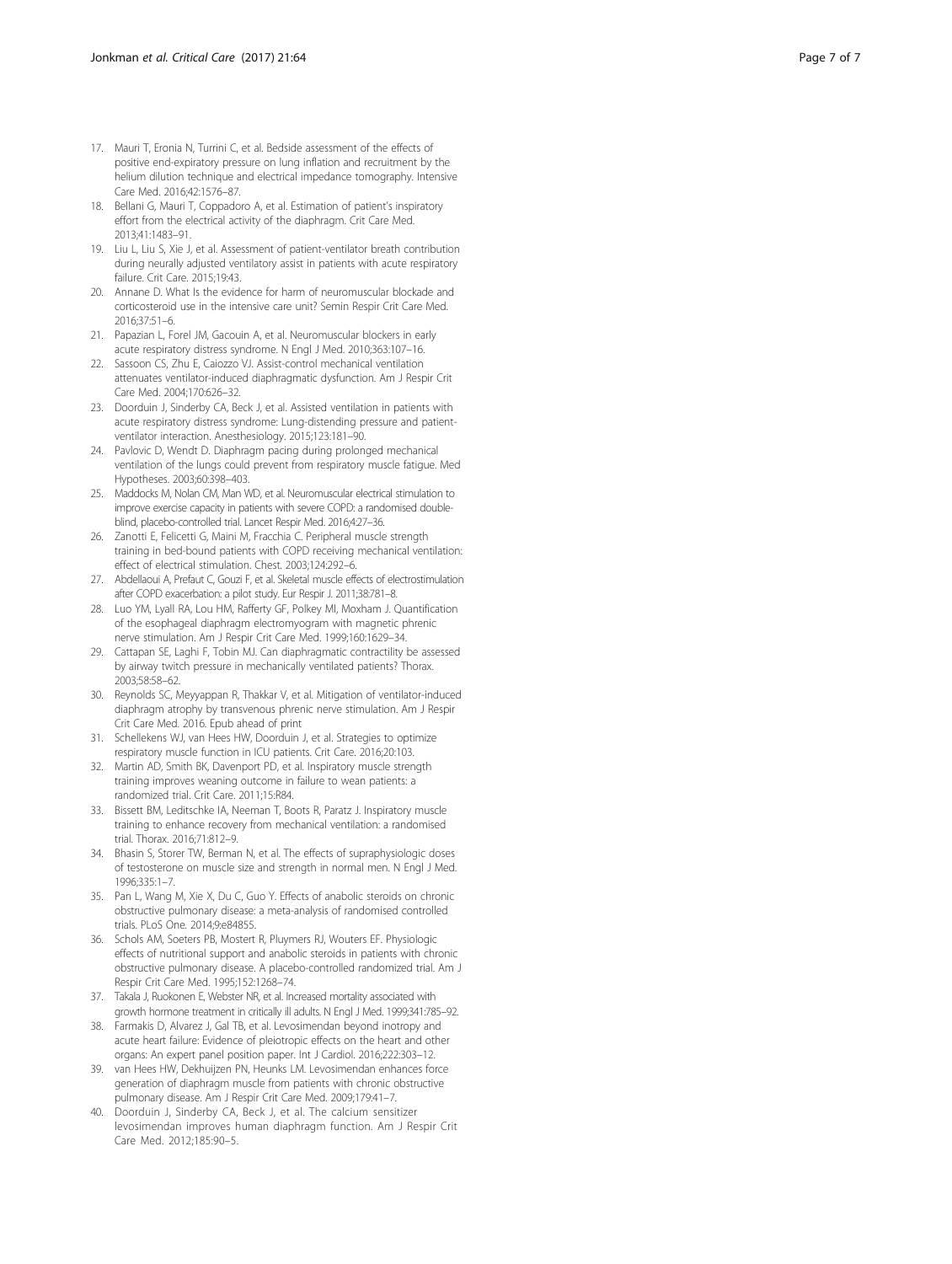17. Mauri T, Eronia N, Turrini C, et al. Bedside assessment of the effects of positive end-expiratory pressure on lung inflation and recruitment by the helium dilution technique and electrical impedance tomography. Intensive Care Med. 2016;42:1576–87.
18. Bellani G, Mauri T, Coppadoro A, et al. Estimation of patient's inspiratory effort from the electrical activity of the diaphragm. Crit Care Med. 2013;41:1483–91.
19. Liu L, Liu S, Xie J, et al. Assessment of patient-ventilator breath contribution during neurally adjusted ventilatory assist in patients with acute respiratory failure. Crit Care. 2015;19:43.
20. Annane D. What Is the evidence for harm of neuromuscular blockade and corticosteroid use in the intensive care unit? Semin Respir Crit Care Med. 2016;37:51–6.
21. Papazian L, Forel JM, Gacouin A, et al. Neuromuscular blockers in early acute respiratory distress syndrome. N Engl J Med. 2010;363:107–16.
22. Sassoon CS, Zhu E, Caiozzo VJ. Assist-control mechanical ventilation attenuates ventilator-induced diaphragmatic dysfunction. Am J Respir Crit Care Med. 2004;170:626–32.
23. Doorduin J, Sinderby CA, Beck J, et al. Assisted ventilation in patients with acute respiratory distress syndrome: Lung-distending pressure and patient-ventilator interaction. Anesthesiology. 2015;123:181–90.
24. Pavlovic D, Wendt D. Diaphragm pacing during prolonged mechanical ventilation of the lungs could prevent from respiratory muscle fatigue. Med Hypotheses. 2003;60:398–403.
25. Maddocks M, Nolan CM, Man WD, et al. Neuromuscular electrical stimulation to improve exercise capacity in patients with severe COPD: a randomised double-blind, placebo-controlled trial. Lancet Respir Med. 2016;4:27–36.
26. Zanotti E, Felicetti G, Maini M, Fracchia C. Peripheral muscle strength training in bed-bound patients with COPD receiving mechanical ventilation: effect of electrical stimulation. Chest. 2003;124:292–6.
27. Abdellaoui A, Prefaut C, Gouzi F, et al. Skeletal muscle effects of electrostimulation after COPD exacerbation: a pilot study. Eur Respir J. 2011;38:781–8.
28. Luo YM, Lyall RA, Lou HM, Rafferty GF, Polkey MI, Moxham J. Quantification of the esophageal diaphragm electromyogram with magnetic phrenic nerve stimulation. Am J Respir Crit Care Med. 1999;160:1629–34.
29. Cattapan SE, Laghi F, Tobin MJ. Can diaphragmatic contractility be assessed by airway twitch pressure in mechanically ventilated patients? Thorax. 2003;58:58–62.
30. Reynolds SC, Meyyappan R, Thakkar V, et al. Mitigation of ventilator-induced diaphragm atrophy by transvenous phrenic nerve stimulation. Am J Respir Crit Care Med. 2016. Epub ahead of print
31. Schellekens WJ, van Hees HW, Doorduin J, et al. Strategies to optimize respiratory muscle function in ICU patients. Crit Care. 2016;20:103.
32. Martin AD, Smith BK, Davenport PD, et al. Inspiratory muscle strength training improves weaning outcome in failure to wean patients: a randomized trial. Crit Care. 2011;15:R84.
33. Bissett BM, Leditschke IA, Neeman T, Boots R, Paratz J. Inspiratory muscle training to enhance recovery from mechanical ventilation: a randomised trial. Thorax. 2016;71:812–9.
34. Bhasin S, Storer TW, Berman N, et al. The effects of supraphysiologic doses of testosterone on muscle size and strength in normal men. N Engl J Med. 1996;335:1–7.
35. Pan L, Wang M, Xie X, Du C, Guo Y. Effects of anabolic steroids on chronic obstructive pulmonary disease: a meta-analysis of randomised controlled trials. PLoS One. 2014;9:e84855.
36. Schols AM, Soeters PB, Mostert R, Pluymers RJ, Wouters EF. Physiologic effects of nutritional support and anabolic steroids in patients with chronic obstructive pulmonary disease. A placebo-controlled randomized trial. Am J Respir Crit Care Med. 1995;152:1268–74.
37. Takala J, Ruokonen E, Webster NR, et al. Increased mortality associated with growth hormone treatment in critically ill adults. N Engl J Med. 1999;341:785–92.
38. Farmakis D, Alvarez J, Gal TB, et al. Levosimendan beyond inotropy and acute heart failure: Evidence of pleiotropic effects on the heart and other organs: An expert panel position paper. Int J Cardiol. 2016;222:303–12.
39. van Hees HW, Dekhuijzen PN, Heunks LM. Levosimendan enhances force generation of diaphragm muscle from patients with chronic obstructive pulmonary disease. Am J Respir Crit Care Med. 2009;179:41–7.
40. Doorduin J, Sinderby CA, Beck J, et al. The calcium sensitizer levosimendan improves human diaphragm function. Am J Respir Crit Care Med. 2012;185:90–5.